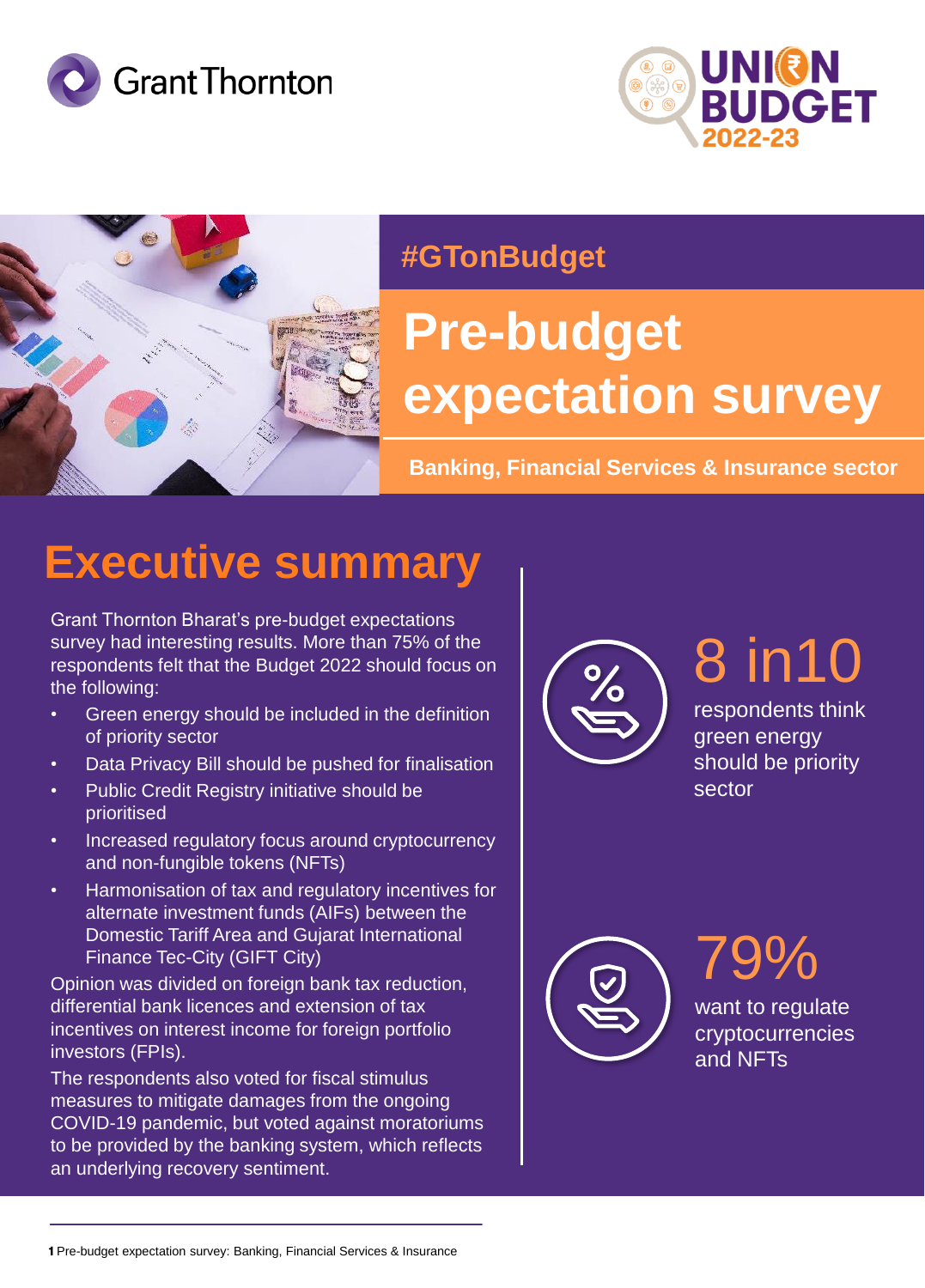Grant Thornton

UNION BUDGET 2022-23

#GTonBudget

# Pre-budget expectation survey

**Banking, Financial Services & Insurance sector**

## Executive summary

Grant Thornton Bharat's pre-budget expectations survey had interesting results. More than 75% of the respondents felt that the Budget 2022 should focus on the following:

- Green energy should be included in the definition of priority sector
- Data Privacy Bill should be pushed for finalisation
- Public Credit Registry initiative should be prioritised
- Increased regulatory focus around cryptocurrency and non-fungible tokens (NFTs)
- Harmonisation of tax and regulatory incentives for alternate investment funds (AIFs) between the Domestic Tariff Area and Gujarat International Finance Tec-City (GIFT City)

Opinion was divided on foreign bank tax reduction, differential bank licences and extension of tax incentives on interest income for foreign portfolio investors (FPIs).

The respondents also voted for fiscal stimulus measures to mitigate damages from the ongoing COVID-19 pandemic, but voted against moratoriums to be provided by the banking system, which reflects an underlying recovery sentiment.

8 in10

respondents think green energy should be priority sector

79%

want to regulate cryptocurrencies and NFTs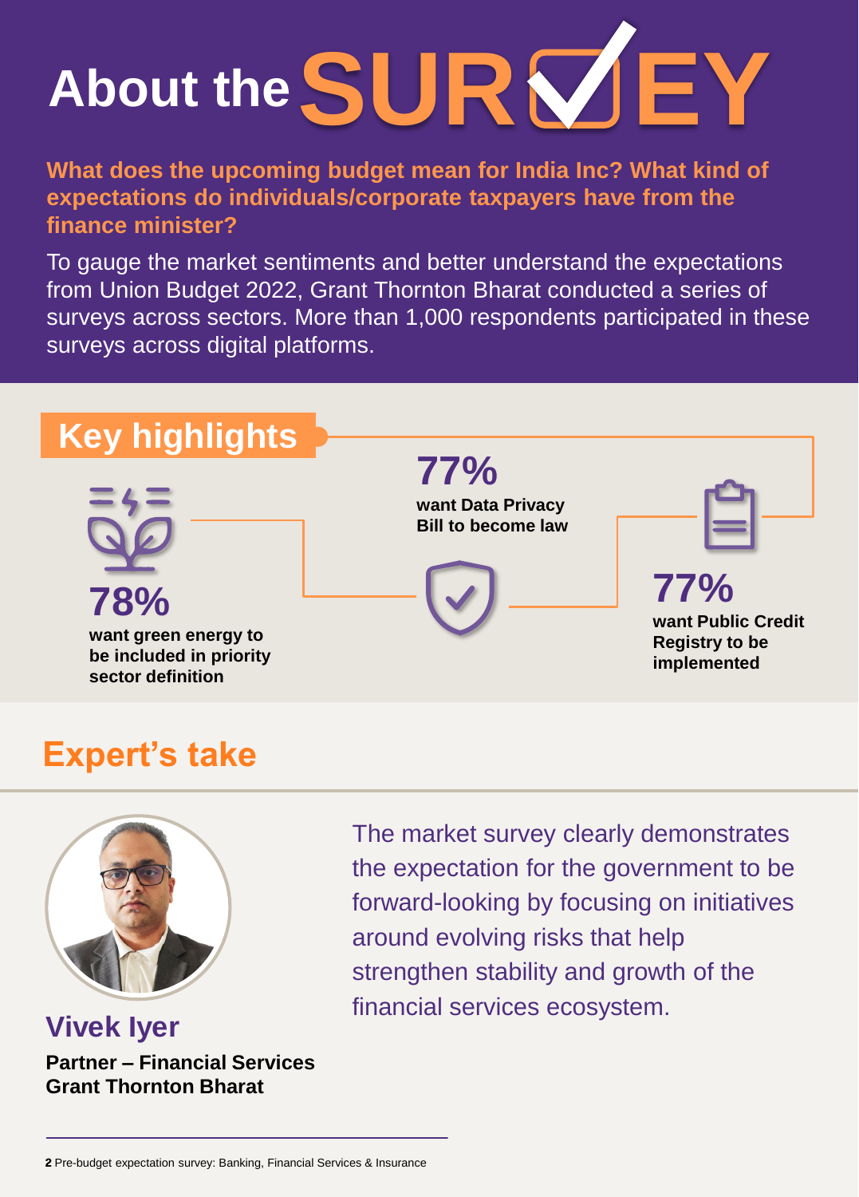# About the SURVEY

**What does the upcoming budget mean for India Inc? What kind of expectations do individuals/corporate taxpayers have from the finance minister?**

To gauge the market sentiments and better understand the expectations from Union Budget 2022, Grant Thornton Bharat conducted a series of surveys across sectors. More than 1,000 respondents participated in these surveys across digital platforms.

## Key highlights

**78%**

**want green energy to be included in priority sector definition**

**77%**

**want Data Privacy Bill to become law**

**77%**

**want Public Credit Registry to be implemented**

## Expert's take

The market survey clearly demonstrates the expectation for the government to be forward-looking by focusing on initiatives around evolving risks that help strengthen stability and growth of the financial services ecosystem.

**Vivek Iyer**

**Partner – Financial Services**
**Grant Thornton Bharat**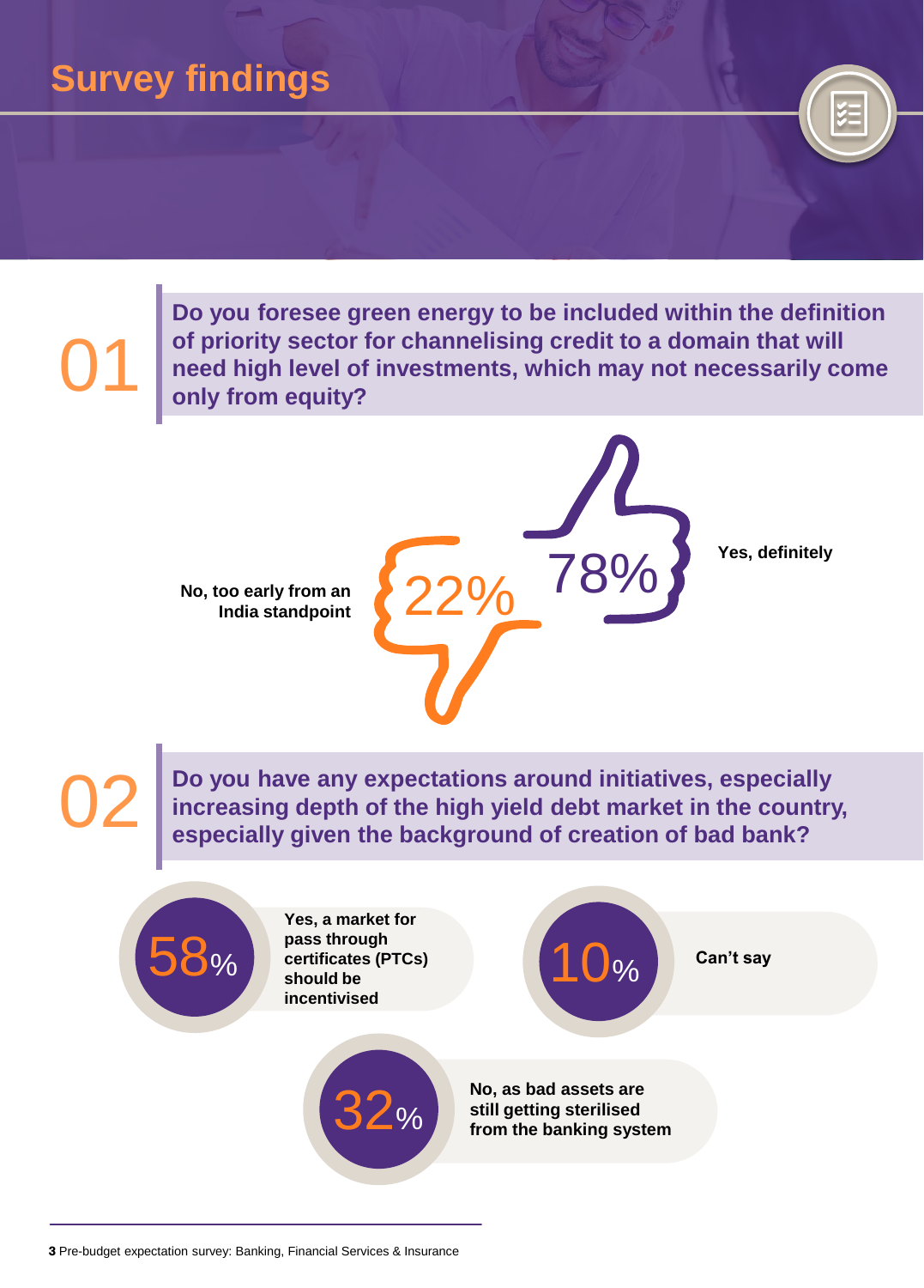# Survey findings

## 01

**Do you foresee green energy to be included within the definition of priority sector for channelising credit to a domain that will need high level of investments, which may not necessarily come only from equity?**

No, too early from an India standpoint

22%

78%

Yes, definitely

## 02

**Do you have any expectations around initiatives, especially increasing depth of the high yield debt market in the country, especially given the background of creation of bad bank?**

58%

Yes, a market for pass through certificates (PTCs) should be incentivised

10%

Can't say

32%

No, as bad assets are still getting sterilised from the banking system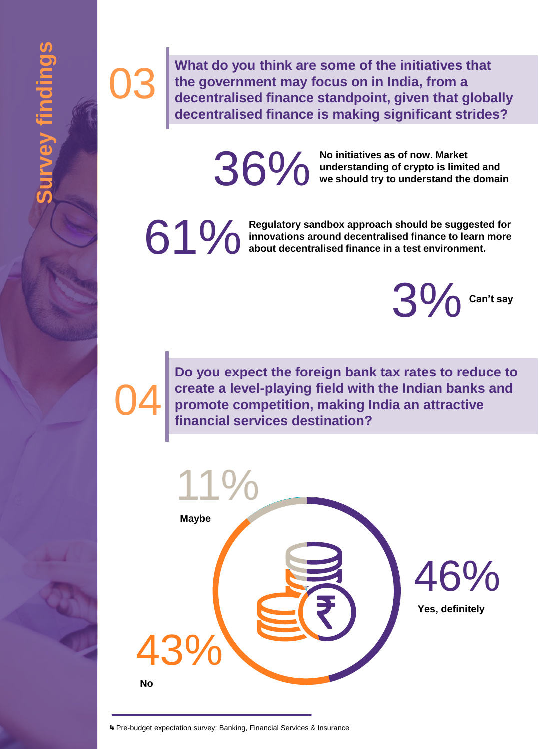Survey findings

## 03

**What do you think are some of the initiatives that the government may focus on in India, from a decentralised finance standpoint, given that globally decentralised finance is making significant strides?**

36% **No initiatives as of now. Market understanding of crypto is limited and we should try to understand the domain**

61% **Regulatory sandbox approach should be suggested for innovations around decentralised finance to learn more about decentralised finance in a test environment.**

3% **Can't say**

## 04

**Do you expect the foreign bank tax rates to reduce to create a level-playing field with the Indian banks and promote competition, making India an attractive financial services destination?**

11%
**Maybe**

46%
**Yes, definitely**

43%
**No**

Pre-budget expectation survey: Banking, Financial Services & Insurance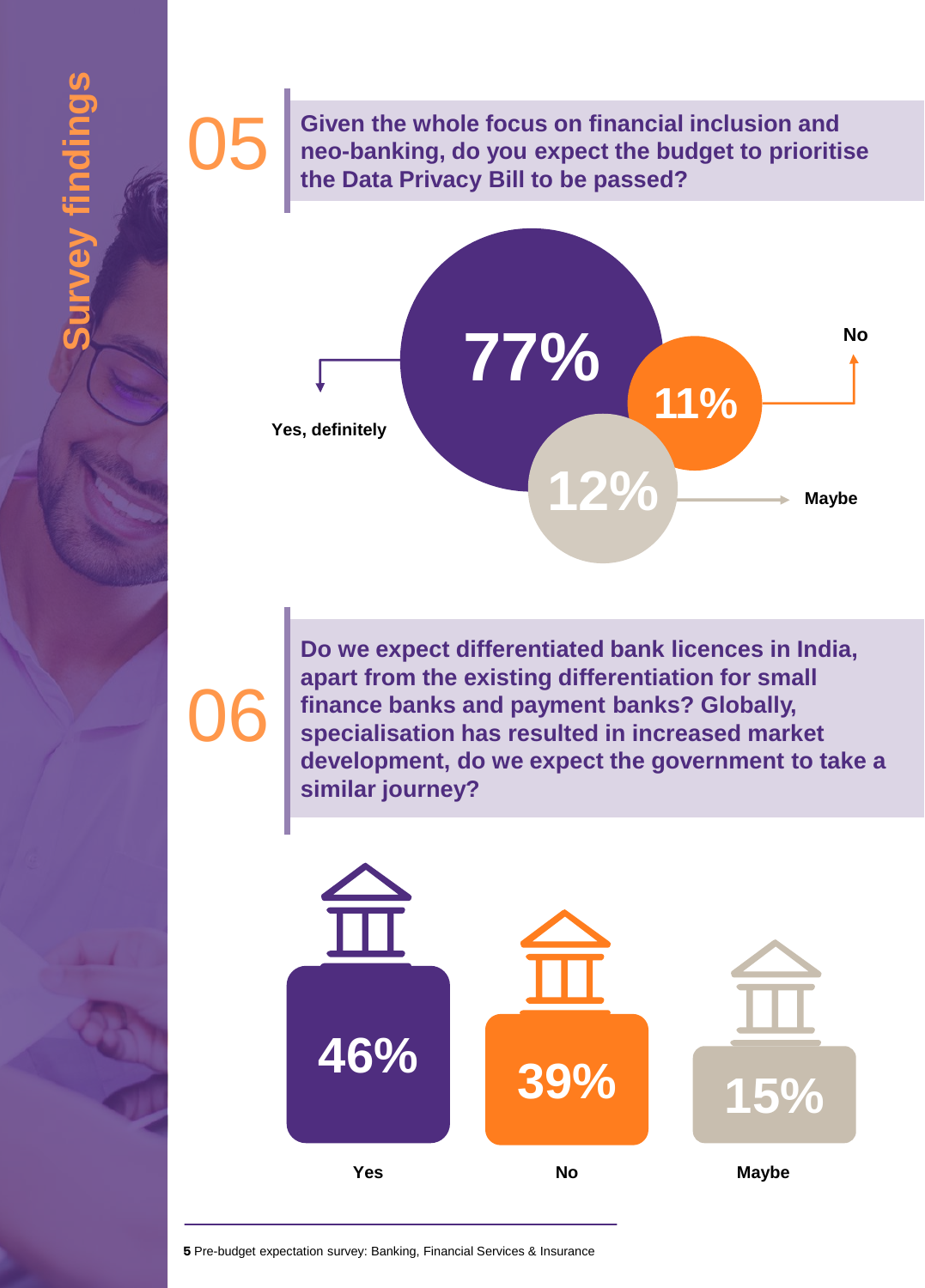# Survey findings

## 05

**Given the whole focus on financial inclusion and neo-banking, do you expect the budget to prioritise the Data Privacy Bill to be passed?**

| Response | Percentage |
|---|---|
| Yes, definitely | 77% |
| No | 11% |
| Maybe | 12% |

## 06

**Do we expect differentiated bank licences in India, apart from the existing differentiation for small finance banks and payment banks? Globally, specialisation has resulted in increased market development, do we expect the government to take a similar journey?**

| Response | Percentage |
|---|---|
| Yes | 46% |
| No | 39% |
| Maybe | 15% |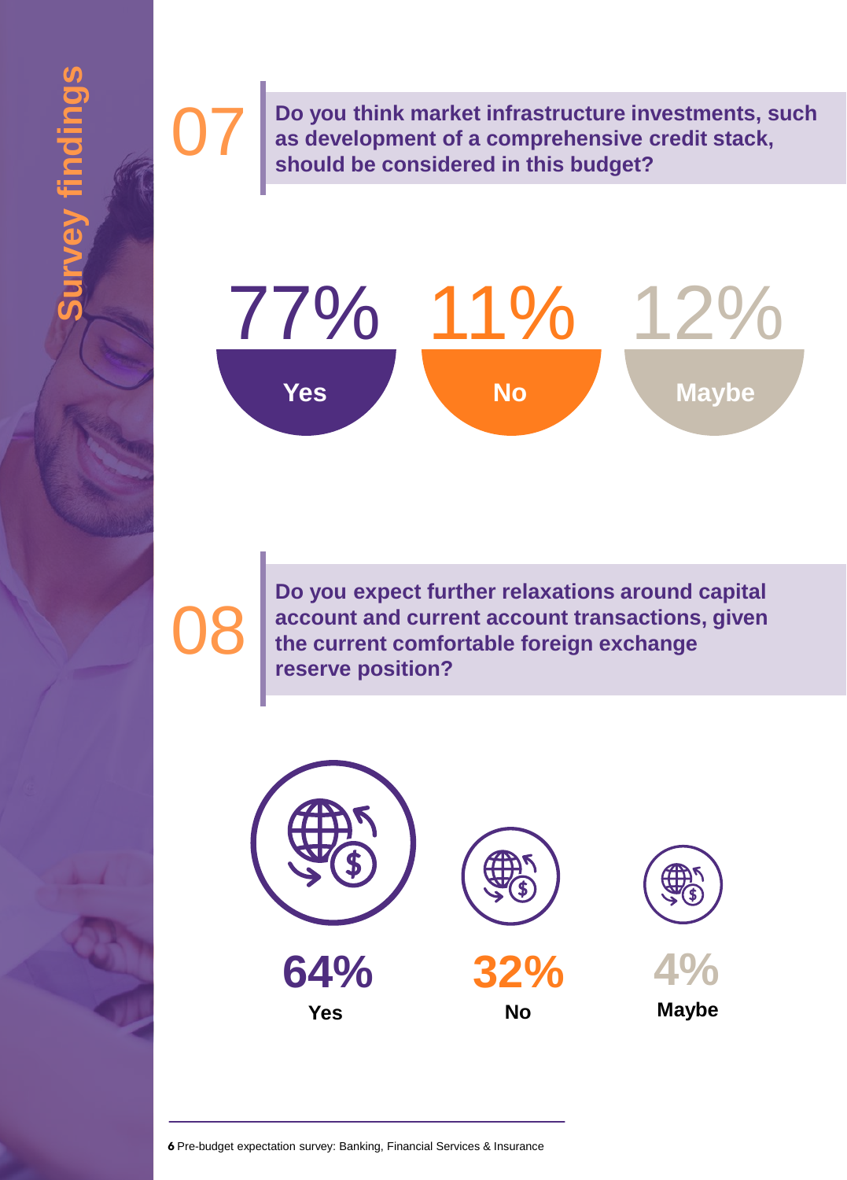Survey findings

## 07

**Do you think market infrastructure investments, such as development of a comprehensive credit stack, should be considered in this budget?**

77%
Yes

11%
No

12%
Maybe

## 08

**Do you expect further relaxations around capital account and current account transactions, given the current comfortable foreign exchange reserve position?**

64%
Yes

32%
No

4%
Maybe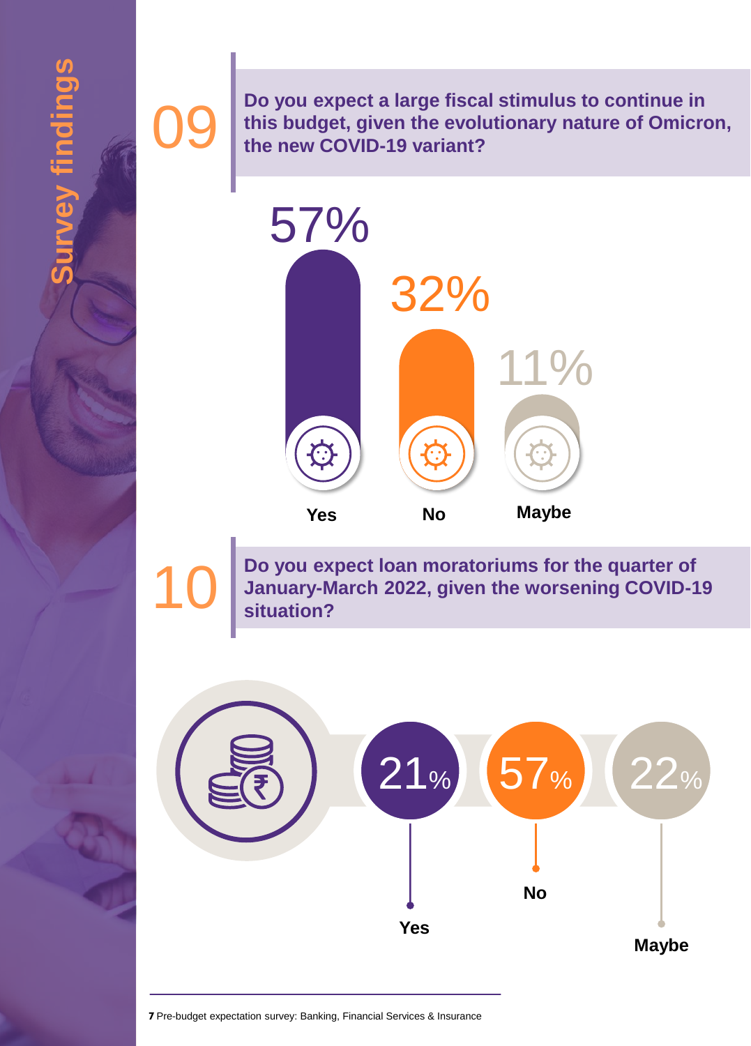Survey findings

## 09

**Do you expect a large fiscal stimulus to continue in this budget, given the evolutionary nature of Omicron, the new COVID-19 variant?**

57%

32%

11%

Yes

No

Maybe

## 10

**Do you expect loan moratoriums for the quarter of January-March 2022, given the worsening COVID-19 situation?**

21%

57%

22%

Yes

No

Maybe

Pre-budget expectation survey: Banking, Financial Services & Insurance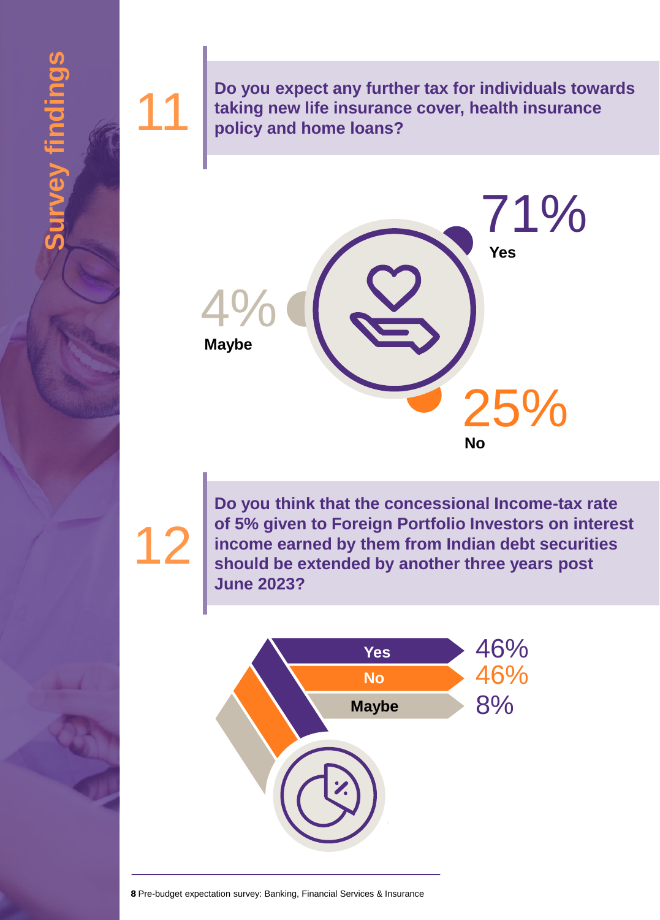## Survey findings

### 11

**Do you expect any further tax for individuals towards taking new life insurance cover, health insurance policy and home loans?**

71%
Yes

4%
Maybe

25%
No

### 12

**Do you think that the concessional Income-tax rate of 5% given to Foreign Portfolio Investors on interest income earned by them from Indian debt securities should be extended by another three years post June 2023?**

Yes 46%
No 46%
Maybe 8%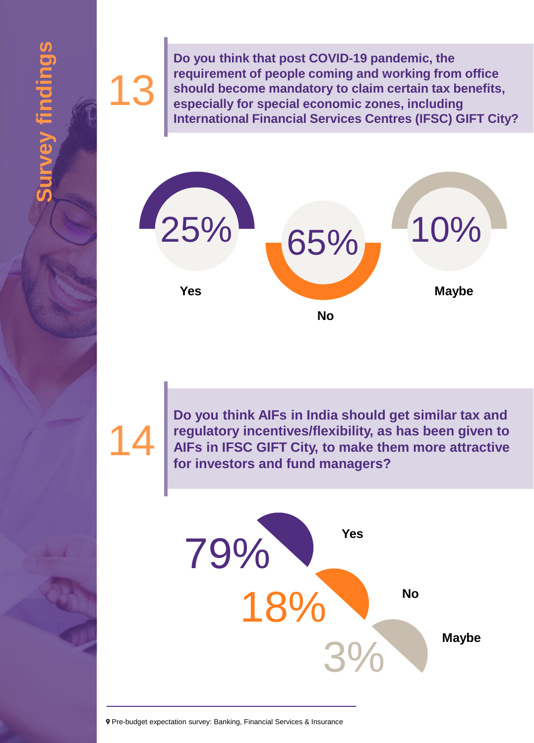## Survey findings

**13**

**Do you think that post COVID-19 pandemic, the requirement of people coming and working from office should become mandatory to claim certain tax benefits, especially for special economic zones, including International Financial Services Centres (IFSC) GIFT City?**

25%
Yes

65%
No

10%
Maybe

**14**

**Do you think AIFs in India should get similar tax and regulatory incentives/flexibility, as has been given to AIFs in IFSC GIFT City, to make them more attractive for investors and fund managers?**

79%
Yes

18%
No

3%
Maybe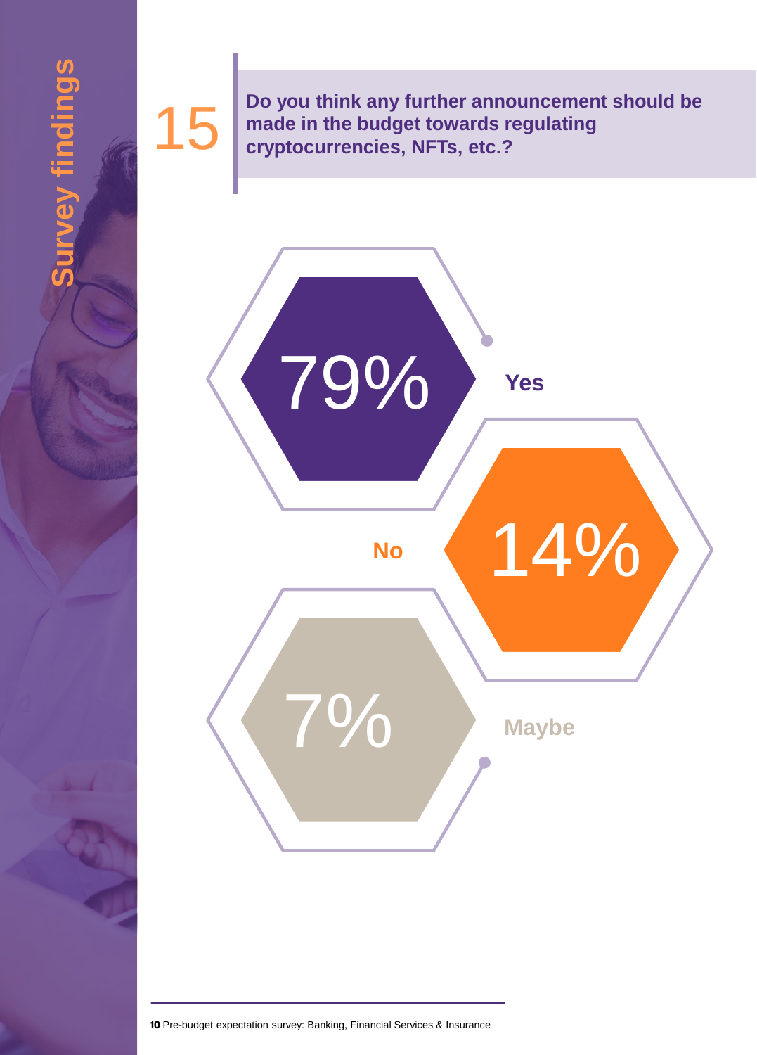Survey findings

## 15

**Do you think any further announcement should be made in the budget towards regulating cryptocurrencies, NFTs, etc.?**

79%

Yes

No

14%

7%

Maybe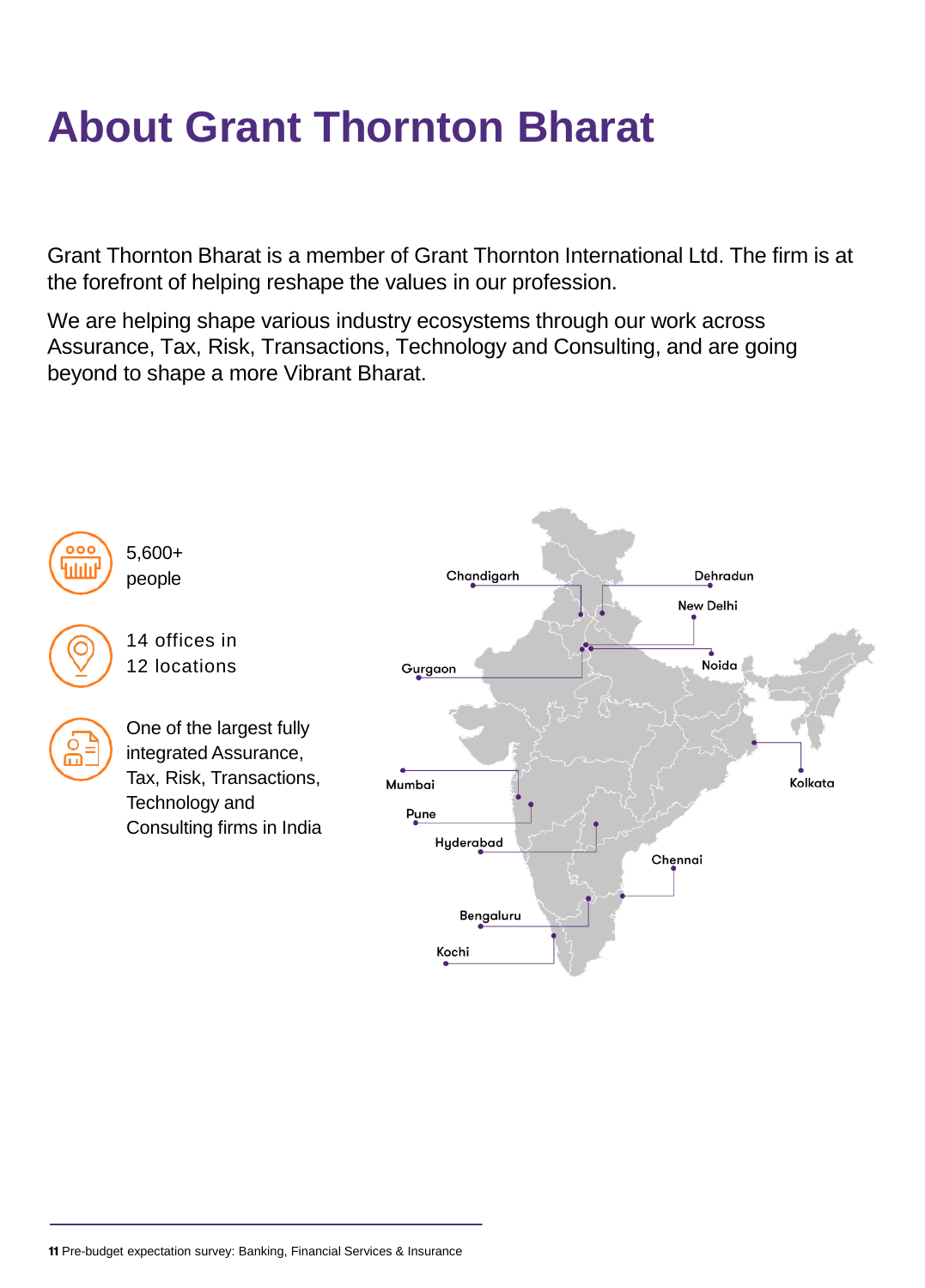# About Grant Thornton Bharat

Grant Thornton Bharat is a member of Grant Thornton International Ltd. The firm is at the forefront of helping reshape the values in our profession.

We are helping shape various industry ecosystems through our work across Assurance, Tax, Risk, Transactions, Technology and Consulting, and are going beyond to shape a more Vibrant Bharat.

5,600+ people

14 offices in 12 locations

One of the largest fully integrated Assurance, Tax, Risk, Transactions, Technology and Consulting firms in India

Chandigarh

Dehradun

New Delhi

Gurgaon

Noida

Kolkata

Mumbai

Pune

Hyderabad

Chennai

Bengaluru

Kochi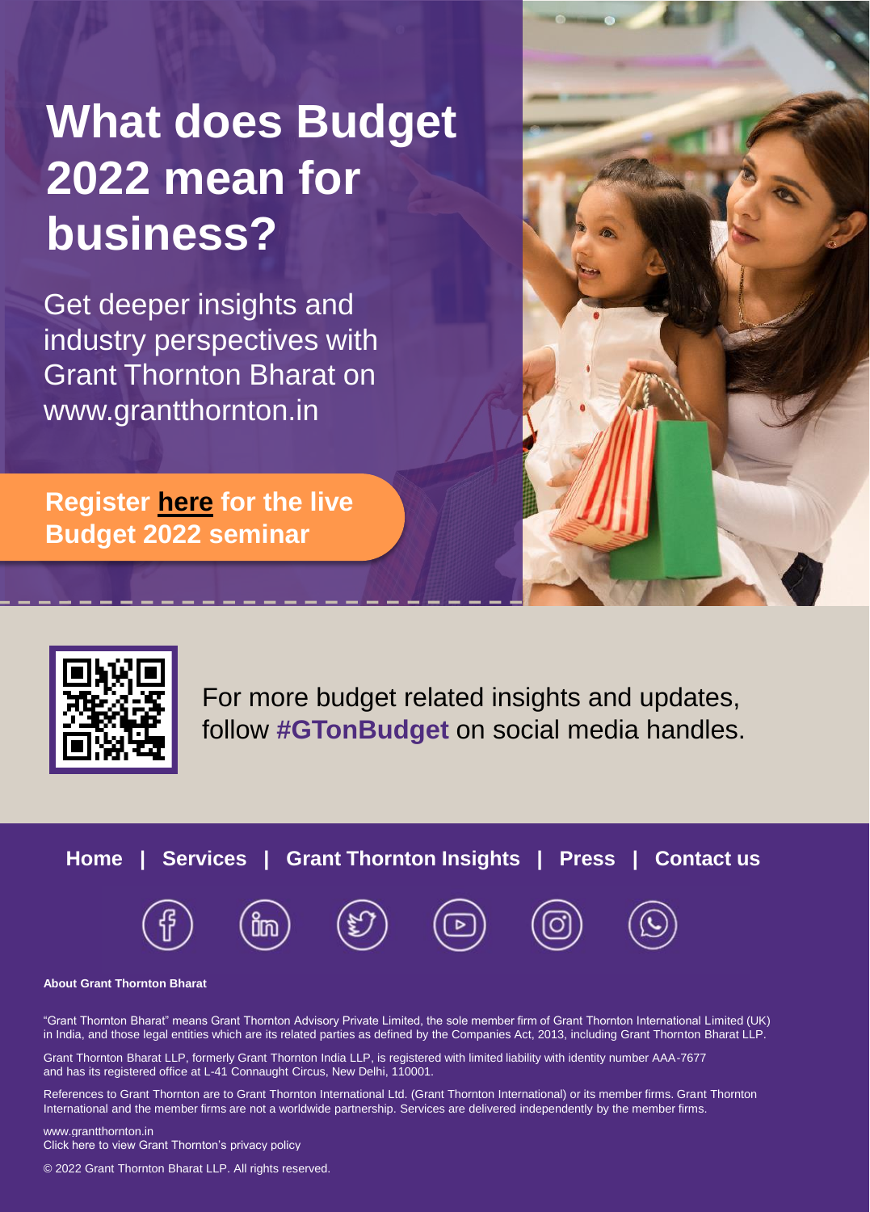# What does Budget 2022 mean for business?

Get deeper insights and industry perspectives with Grant Thornton Bharat on www.grantthornton.in

**Register here for the live Budget 2022 seminar**

For more budget related insights and updates, follow **#GTonBudget** on social media handles.

**Home | Services | Grant Thornton Insights | Press | Contact us**

**About Grant Thornton Bharat**

"Grant Thornton Bharat" means Grant Thornton Advisory Private Limited, the sole member firm of Grant Thornton International Limited (UK) in India, and those legal entities which are its related parties as defined by the Companies Act, 2013, including Grant Thornton Bharat LLP.

Grant Thornton Bharat LLP, formerly Grant Thornton India LLP, is registered with limited liability with identity number AAA-7677 and has its registered office at L-41 Connaught Circus, New Delhi, 110001.

References to Grant Thornton are to Grant Thornton International Ltd. (Grant Thornton International) or its member firms. Grant Thornton International and the member firms are not a worldwide partnership. Services are delivered independently by the member firms.

www.grantthornton.in
Click here to view Grant Thornton's privacy policy

© 2022 Grant Thornton Bharat LLP. All rights reserved.